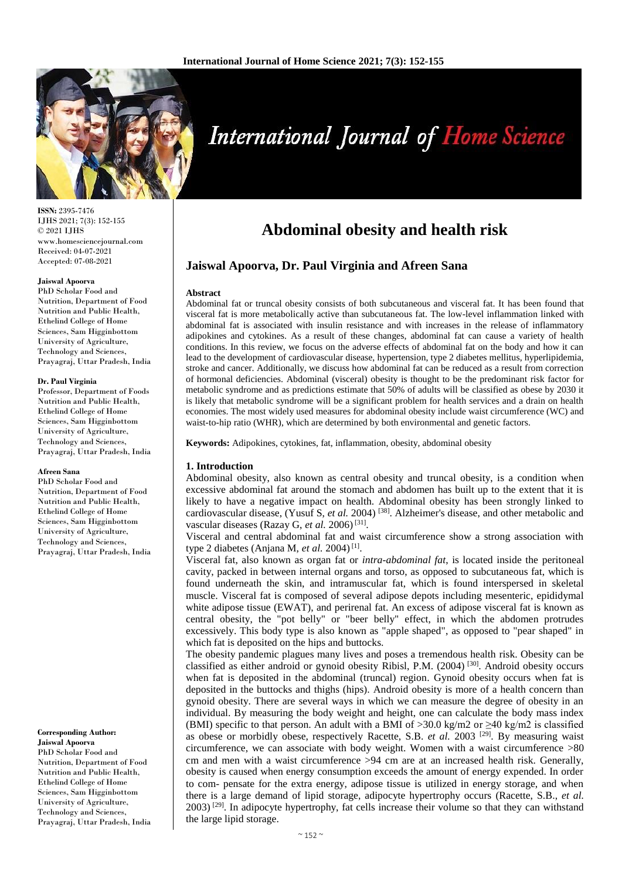# Abdominal obesity and health risk

## Jaiswal Apoorva, Dr. Paul Virginia and Afreen Sana

ISSN: 2395-7476
IJHS 2021; 7(3): 152-155
© 2021 IJHS
www.homesciencejournal.com
Received: 04-07-2021
Accepted: 07-08-2021

**Jaiswal Apoorva**
PhD Scholar Food and Nutrition, Department of Food Nutrition and Public Health, Ethelind College of Home Sciences, Sam Higginbottom University of Agriculture, Technology and Sciences, Prayagraj, Uttar Pradesh, India

**Dr. Paul Virginia**
Professor, Department of Foods Nutrition and Public Health, Ethelind College of Home Sciences, Sam Higginbottom University of Agriculture, Technology and Sciences, Prayagraj, Uttar Pradesh, India

**Afreen Sana**
PhD Scholar Food and Nutrition, Department of Food Nutrition and Public Health, Ethelind College of Home Sciences, Sam Higginbottom University of Agriculture, Technology and Sciences, Prayagraj, Uttar Pradesh, India

**Corresponding Author:**
**Jaiswal Apoorva**
PhD Scholar Food and Nutrition, Department of Food Nutrition and Public Health, Ethelind College of Home Sciences, Sam Higginbottom University of Agriculture, Technology and Sciences, Prayagraj, Uttar Pradesh, India

### Abstract

Abdominal fat or truncal obesity consists of both subcutaneous and visceral fat. It has been found that visceral fat is more metabolically active than subcutaneous fat. The low-level inflammation linked with abdominal fat is associated with insulin resistance and with increases in the release of inflammatory adipokines and cytokines. As a result of these changes, abdominal fat can cause a variety of health conditions. In this review, we focus on the adverse effects of abdominal fat on the body and how it can lead to the development of cardiovascular disease, hypertension, type 2 diabetes mellitus, hyperlipidemia, stroke and cancer. Additionally, we discuss how abdominal fat can be reduced as a result from correction of hormonal deficiencies. Abdominal (visceral) obesity is thought to be the predominant risk factor for metabolic syndrome and as predictions estimate that 50% of adults will be classified as obese by 2030 it is likely that metabolic syndrome will be a significant problem for health services and a drain on health economies. The most widely used measures for abdominal obesity include waist circumference (WC) and waist-to-hip ratio (WHR), which are determined by both environmental and genetic factors.

**Keywords:** Adipokines, cytokines, fat, inflammation, obesity, abdominal obesity

## 1. Introduction

Abdominal obesity, also known as central obesity and truncal obesity, is a condition when excessive abdominal fat around the stomach and abdomen has built up to the extent that it is likely to have a negative impact on health. Abdominal obesity has been strongly linked to cardiovascular disease, (Yusuf S, *et al.* 2004) [38]. Alzheimer's disease, and other metabolic and vascular diseases (Razay G, *et al.* 2006) [31].

Visceral and central abdominal fat and waist circumference show a strong association with type 2 diabetes (Anjana M, *et al.* 2004) [1].

Visceral fat, also known as organ fat or *intra-abdominal fat*, is located inside the peritoneal cavity, packed in between internal organs and torso, as opposed to subcutaneous fat, which is found underneath the skin, and intramuscular fat, which is found interspersed in skeletal muscle. Visceral fat is composed of several adipose depots including mesenteric, epididymal white adipose tissue (EWAT), and perirenal fat. An excess of adipose visceral fat is known as central obesity, the "pot belly" or "beer belly" effect, in which the abdomen protrudes excessively. This body type is also known as "apple shaped", as opposed to "pear shaped" in which fat is deposited on the hips and buttocks.

The obesity pandemic plagues many lives and poses a tremendous health risk. Obesity can be classified as either android or gynoid obesity Ribisl, P.M. (2004) [30]. Android obesity occurs when fat is deposited in the abdominal (truncal) region. Gynoid obesity occurs when fat is deposited in the buttocks and thighs (hips). Android obesity is more of a health concern than gynoid obesity. There are several ways in which we can measure the degree of obesity in an individual. By measuring the body weight and height, one can calculate the body mass index (BMI) specific to that person. An adult with a BMI of >30.0 kg/m2 or ≥40 kg/m2 is classified as obese or morbidly obese, respectively Racette, S.B. *et al.* 2003 [29]. By measuring waist circumference, we can associate with body weight. Women with a waist circumference >80 cm and men with a waist circumference >94 cm are at an increased health risk. Generally, obesity is caused when energy consumption exceeds the amount of energy expended. In order to com- pensate for the extra energy, adipose tissue is utilized in energy storage, and when there is a large demand of lipid storage, adipocyte hypertrophy occurs (Racette, S.B., *et al.* 2003) [29]. In adipocyte hypertrophy, fat cells increase their volume so that they can withstand the large lipid storage.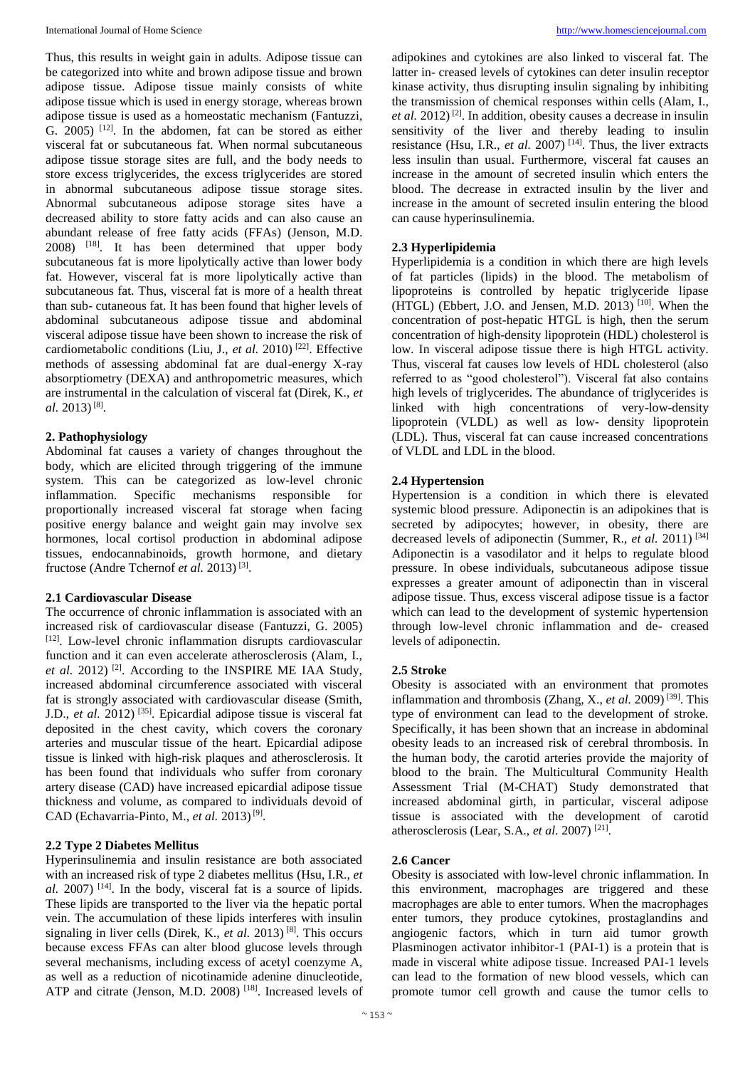Thus, this results in weight gain in adults. Adipose tissue can be categorized into white and brown adipose tissue and brown adipose tissue. Adipose tissue mainly consists of white adipose tissue which is used in energy storage, whereas brown adipose tissue is used as a homeostatic mechanism (Fantuzzi, G. 2005) [12]. In the abdomen, fat can be stored as either visceral fat or subcutaneous fat. When normal subcutaneous adipose tissue storage sites are full, and the body needs to store excess triglycerides, the excess triglycerides are stored in abnormal subcutaneous adipose tissue storage sites. Abnormal subcutaneous adipose storage sites have a decreased ability to store fatty acids and can also cause an abundant release of free fatty acids (FFAs) (Jenson, M.D. 2008) [18]. It has been determined that upper body subcutaneous fat is more lipolytically active than lower body fat. However, visceral fat is more lipolytically active than subcutaneous fat. Thus, visceral fat is more of a health threat than sub- cutaneous fat. It has been found that higher levels of abdominal subcutaneous adipose tissue and abdominal visceral adipose tissue have been shown to increase the risk of cardiometabolic conditions (Liu, J., *et al.* 2010) [22]. Effective methods of assessing abdominal fat are dual-energy X-ray absorptiometry (DEXA) and anthropometric measures, which are instrumental in the calculation of visceral fat (Direk, K., *et al.* 2013) [8].

## 2. Pathophysiology

Abdominal fat causes a variety of changes throughout the body, which are elicited through triggering of the immune system. This can be categorized as low-level chronic inflammation. Specific mechanisms responsible for proportionally increased visceral fat storage when facing positive energy balance and weight gain may involve sex hormones, local cortisol production in abdominal adipose tissues, endocannabinoids, growth hormone, and dietary fructose (Andre Tchernof *et al.* 2013) [3].

### 2.1 Cardiovascular Disease

The occurrence of chronic inflammation is associated with an increased risk of cardiovascular disease (Fantuzzi, G. 2005) [12]. Low-level chronic inflammation disrupts cardiovascular function and it can even accelerate atherosclerosis (Alam, I., *et al.* 2012) [2]. According to the INSPIRE ME IAA Study, increased abdominal circumference associated with visceral fat is strongly associated with cardiovascular disease (Smith, J.D., *et al.* 2012) [35]. Epicardial adipose tissue is visceral fat deposited in the chest cavity, which covers the coronary arteries and muscular tissue of the heart. Epicardial adipose tissue is linked with high-risk plaques and atherosclerosis. It has been found that individuals who suffer from coronary artery disease (CAD) have increased epicardial adipose tissue thickness and volume, as compared to individuals devoid of CAD (Echavarria-Pinto, M., *et al.* 2013) [9].

### 2.2 Type 2 Diabetes Mellitus

Hyperinsulinemia and insulin resistance are both associated with an increased risk of type 2 diabetes mellitus (Hsu, I.R., *et al.* 2007) [14]. In the body, visceral fat is a source of lipids. These lipids are transported to the liver via the hepatic portal vein. The accumulation of these lipids interferes with insulin signaling in liver cells (Direk, K., *et al.* 2013) [8]. This occurs because excess FFAs can alter blood glucose levels through several mechanisms, including excess of acetyl coenzyme A, as well as a reduction of nicotinamide adenine dinucleotide, ATP and citrate (Jenson, M.D. 2008) [18]. Increased levels of adipokines and cytokines are also linked to visceral fat. The latter in- creased levels of cytokines can deter insulin receptor kinase activity, thus disrupting insulin signaling by inhibiting the transmission of chemical responses within cells (Alam, I., *et al.* 2012) [2]. In addition, obesity causes a decrease in insulin sensitivity of the liver and thereby leading to insulin resistance (Hsu, I.R., *et al.* 2007) [14]. Thus, the liver extracts less insulin than usual. Furthermore, visceral fat causes an increase in the amount of secreted insulin which enters the blood. The decrease in extracted insulin by the liver and increase in the amount of secreted insulin entering the blood can cause hyperinsulinemia.

### 2.3 Hyperlipidemia

Hyperlipidemia is a condition in which there are high levels of fat particles (lipids) in the blood. The metabolism of lipoproteins is controlled by hepatic triglyceride lipase (HTGL) (Ebbert, J.O. and Jensen, M.D. 2013) [10]. When the concentration of post-hepatic HTGL is high, then the serum concentration of high-density lipoprotein (HDL) cholesterol is low. In visceral adipose tissue there is high HTGL activity. Thus, visceral fat causes low levels of HDL cholesterol (also referred to as "good cholesterol"). Visceral fat also contains high levels of triglycerides. The abundance of triglycerides is linked with high concentrations of very-low-density lipoprotein (VLDL) as well as low- density lipoprotein (LDL). Thus, visceral fat can cause increased concentrations of VLDL and LDL in the blood.

### 2.4 Hypertension

Hypertension is a condition in which there is elevated systemic blood pressure. Adiponectin is an adipokines that is secreted by adipocytes; however, in obesity, there are decreased levels of adiponectin (Summer, R., *et al.* 2011) [34] Adiponectin is a vasodilator and it helps to regulate blood pressure. In obese individuals, subcutaneous adipose tissue expresses a greater amount of adiponectin than in visceral adipose tissue. Thus, excess visceral adipose tissue is a factor which can lead to the development of systemic hypertension through low-level chronic inflammation and de- creased levels of adiponectin.

### 2.5 Stroke

Obesity is associated with an environment that promotes inflammation and thrombosis (Zhang, X., *et al.* 2009) [39]. This type of environment can lead to the development of stroke. Specifically, it has been shown that an increase in abdominal obesity leads to an increased risk of cerebral thrombosis. In the human body, the carotid arteries provide the majority of blood to the brain. The Multicultural Community Health Assessment Trial (M-CHAT) Study demonstrated that increased abdominal girth, in particular, visceral adipose tissue is associated with the development of carotid atherosclerosis (Lear, S.A., *et al.* 2007) [21].

### 2.6 Cancer

Obesity is associated with low-level chronic inflammation. In this environment, macrophages are triggered and these macrophages are able to enter tumors. When the macrophages enter tumors, they produce cytokines, prostaglandins and angiogenic factors, which in turn aid tumor growth Plasminogen activator inhibitor-1 (PAI-1) is a protein that is made in visceral white adipose tissue. Increased PAI-1 levels can lead to the formation of new blood vessels, which can promote tumor cell growth and cause the tumor cells to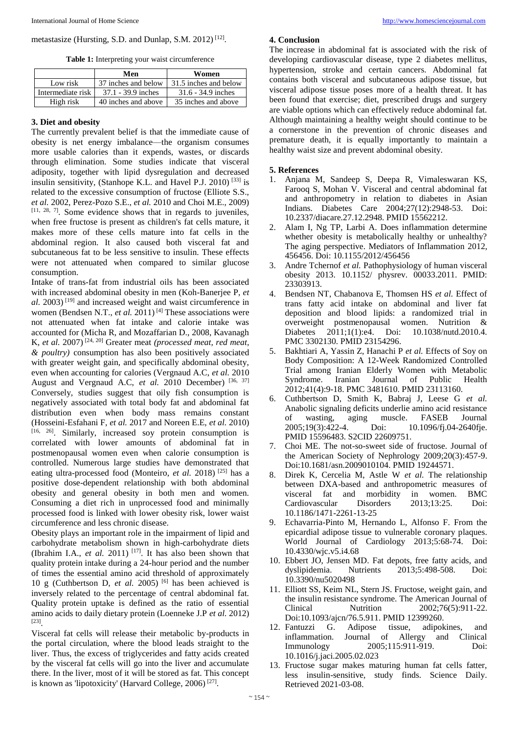metastasize (Hursting, S.D. and Dunlap, S.M. 2012) [12].

**Table 1:** Interpreting your waist circumference

| | Men | Women |
|---|---|---|
| Low risk | 37 inches and below | 31.5 inches and below |
| Intermediate risk | 37.1 - 39.9 inches | 31.6 - 34.9 inches |
| High risk | 40 inches and above | 35 inches and above |

## 3. Diet and obesity

The currently prevalent belief is that the immediate cause of obesity is net energy imbalance—the organism consumes more usable calories than it expends, wastes, or discards through elimination. Some studies indicate that visceral adiposity, together with lipid dysregulation and decreased insulin sensitivity, (Stanhope K.L. and Havel P.J. 2010) [33] is related to the excessive consumption of fructose (Elliote S.S., *et al.* 2002, Perez-Pozo S.E., *et al.* 2010 and Choi M.E., 2009) [11, 28, 7]. Some evidence shows that in regards to juveniles, when free fructose is present as children's fat cells mature, it makes more of these cells mature into fat cells in the abdominal region. It also caused both visceral fat and subcutaneous fat to be less sensitive to insulin. These effects were not attenuated when compared to similar glucose consumption.

Intake of trans-fat from industrial oils has been associated with increased abdominal obesity in men (Koh-Banerjee P, *et al.* 2003) [19] and increased weight and waist circumference in women (Bendsen N.T., *et al.* 2011) [4] These associations were not attenuated when fat intake and calorie intake was accounted for (Micha R, and Mozaffarian D., 2008, Kavanagh K, *et al.* 2007) [24, 20] Greater meat *(processed meat, red meat, & poultry)* consumption has also been positively associated with greater weight gain, and specifically abdominal obesity, even when accounting for calories (Vergnaud A.C, *et al.* 2010 August and Vergnaud A.C, *et al.* 2010 December) [36, 37] Conversely, studies suggest that oily fish consumption is negatively associated with total body fat and abdominal fat distribution even when body mass remains constant (Hosseini-Esfahani F, *et al.* 2017 and Noreen E.E, *et al.* 2010) [16, 26]. Similarly, increased soy protein consumption is correlated with lower amounts of abdominal fat in postmenopausal women even when calorie consumption is controlled. Numerous large studies have demonstrated that eating ultra-processed food (Monteiro, *et al.* 2018) [25] has a positive dose-dependent relationship with both abdominal obesity and general obesity in both men and women. Consuming a diet rich in unprocessed food and minimally processed food is linked with lower obesity risk, lower waist circumference and less chronic disease.

Obesity plays an important role in the impairment of lipid and carbohydrate metabolism shown in high-carbohydrate diets (Ibrahim I.A., *et al.* 2011) [17]. It has also been shown that quality protein intake during a 24-hour period and the number of times the essential amino acid threshold of approximately 10 g (Cuthbertson D, *et al.* 2005) [6] has been achieved is inversely related to the percentage of central abdominal fat. Quality protein uptake is defined as the ratio of essential amino acids to daily dietary protein (Loenneke J.P *et al.* 2012) [23].

Visceral fat cells will release their metabolic by-products in the portal circulation, where the blood leads straight to the liver. Thus, the excess of triglycerides and fatty acids created by the visceral fat cells will go into the liver and accumulate there. In the liver, most of it will be stored as fat. This concept is known as 'lipotoxicity' (Harvard College, 2006) [27].

## 4. Conclusion

The increase in abdominal fat is associated with the risk of developing cardiovascular disease, type 2 diabetes mellitus, hypertension, stroke and certain cancers. Abdominal fat contains both visceral and subcutaneous adipose tissue, but visceral adipose tissue poses more of a health threat. It has been found that exercise; diet, prescribed drugs and surgery are viable options which can effectively reduce abdominal fat. Although maintaining a healthy weight should continue to be a cornerstone in the prevention of chronic diseases and premature death, it is equally importantly to maintain a healthy waist size and prevent abdominal obesity.

## 5. References

1. Anjana M, Sandeep S, Deepa R, Vimaleswaran KS, Farooq S, Mohan V. Visceral and central abdominal fat and anthropometry in relation to diabetes in Asian Indians. Diabetes Care 2004;27(12):2948-53. Doi: 10.2337/diacare.27.12.2948. PMID 15562212.
2. Alam I, Ng TP, Larbi A. Does inflammation determine whether obesity is metabolically healthy or unhealthy? The aging perspective. Mediators of Inflammation 2012, 456456. Doi: 10.1155/2012/456456
3. Andre Tchernof *et al.* Pathophysiology of human visceral obesity 2013. 10.1152/ physrev. 00033.2011. PMID: 23303913.
4. Bendsen NT, Chabanova E, Thomsen HS *et al.* Effect of trans fatty acid intake on abdominal and liver fat deposition and blood lipids: a randomized trial in overweight postmenopausal women. Nutrition & Diabetes 2011;1(1):e4. Doi: 10.1038/nutd.2010.4. PMC 3302130. PMID 23154296.
5. Bakhtiari A, Yassin Z, Hanachi P *et al.* Effects of Soy on Body Composition: A 12-Week Randomized Controlled Trial among Iranian Elderly Women with Metabolic Syndrome. Iranian Journal of Public Health 2012;41(4):9-18. PMC 3481610. PMID 23113160.
6. Cuthbertson D, Smith K, Babraj J, Leese G *et al.* Anabolic signaling deficits underlie amino acid resistance of wasting, aging muscle. FASEB Journal 2005;19(3):422-4. Doi: 10.1096/fj.04-2640fje. PMID 15596483. S2CID 22609751.
7. Choi ME. The not-so-sweet side of fructose. Journal of the American Society of Nephrology 2009;20(3):457-9. Doi:10.1681/asn.2009010104. PMID 19244571.
8. Direk K, Cercelia M, Astle W *et al.* The relationship between DXA-based and anthropometric measures of visceral fat and morbidity in women. BMC Cardiovascular Disorders 2013;13:25. Doi: 10.1186/1471-2261-13-25
9. Echavarria-Pinto M, Hernando L, Alfonso F. From the epicardial adipose tissue to vulnerable coronary plaques. World Journal of Cardiology 2013;5:68-74. Doi: 10.4330/wjc.v5.i4.68
10. Ebbert JO, Jensen MD. Fat depots, free fatty acids, and dyslipidemia. Nutrients 2013;5:498-508. Doi: 10.3390/nu5020498
11. Elliott SS, Keim NL, Stern JS. Fructose, weight gain, and the insulin resistance syndrome. The American Journal of Clinical Nutrition 2002;76(5):911-22. Doi:10.1093/ajcn/76.5.911. PMID 12399260.
12. Fantuzzi G. Adipose tissue, adipokines, and inflammation. Journal of Allergy and Clinical Immunology 2005;115:911-919. Doi: 10.1016/j.jaci.2005.02.023
13. Fructose sugar makes maturing human fat cells fatter, less insulin-sensitive, study finds. Science Daily. Retrieved 2021-03-08.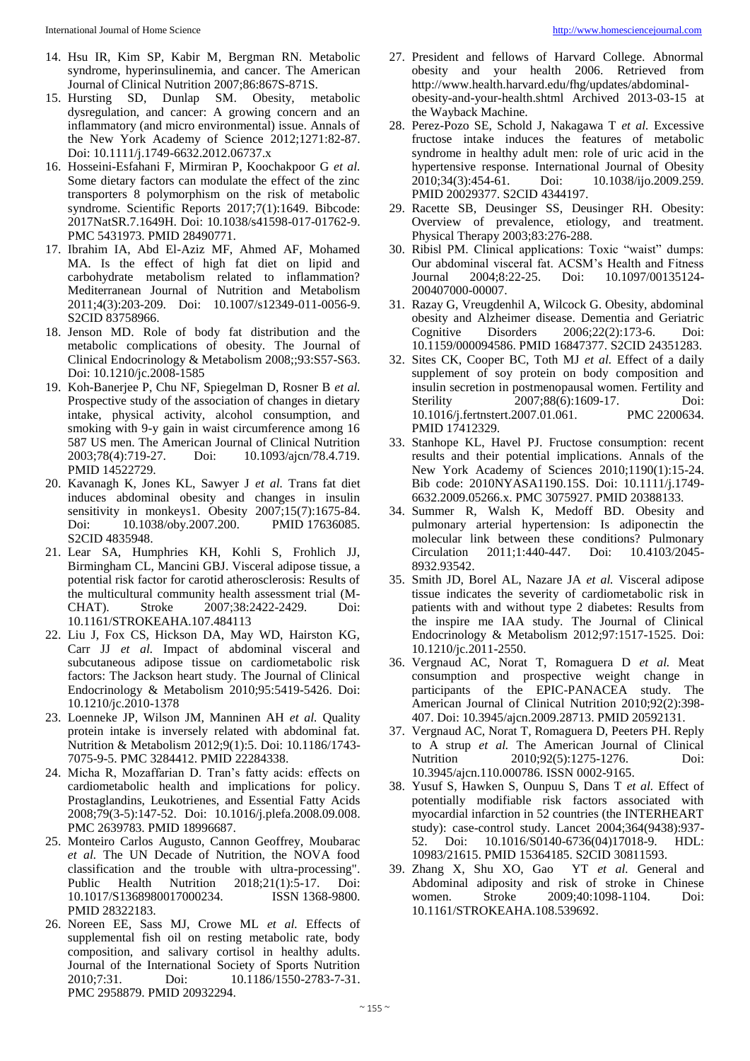14. Hsu IR, Kim SP, Kabir M, Bergman RN. Metabolic syndrome, hyperinsulinemia, and cancer. The American Journal of Clinical Nutrition 2007;86:867S-871S.
15. Hursting SD, Dunlap SM. Obesity, metabolic dysregulation, and cancer: A growing concern and an inflammatory (and micro environmental) issue. Annals of the New York Academy of Science 2012;1271:82-87. Doi: 10.1111/j.1749-6632.2012.06737.x
16. Hosseini-Esfahani F, Mirmiran P, Koochakpoor G *et al.* Some dietary factors can modulate the effect of the zinc transporters 8 polymorphism on the risk of metabolic syndrome. Scientific Reports 2017;7(1):1649. Bibcode: 2017NatSR.7.1649H. Doi: 10.1038/s41598-017-01762-9. PMC 5431973. PMID 28490771.
17. Ibrahim IA, Abd El-Aziz MF, Ahmed AF, Mohamed MA. Is the effect of high fat diet on lipid and carbohydrate metabolism related to inflammation? Mediterranean Journal of Nutrition and Metabolism 2011;4(3):203-209. Doi: 10.1007/s12349-011-0056-9. S2CID 83758966.
18. Jenson MD. Role of body fat distribution and the metabolic complications of obesity. The Journal of Clinical Endocrinology & Metabolism 2008;;93:S57-S63. Doi: 10.1210/jc.2008-1585
19. Koh-Banerjee P, Chu NF, Spiegelman D, Rosner B *et al.* Prospective study of the association of changes in dietary intake, physical activity, alcohol consumption, and smoking with 9-y gain in waist circumference among 16 587 US men. The American Journal of Clinical Nutrition 2003;78(4):719-27. Doi: 10.1093/ajcn/78.4.719. PMID 14522729.
20. Kavanagh K, Jones KL, Sawyer J *et al.* Trans fat diet induces abdominal obesity and changes in insulin sensitivity in monkeys1. Obesity 2007;15(7):1675-84. Doi: 10.1038/oby.2007.200. PMID 17636085. S2CID 4835948.
21. Lear SA, Humphries KH, Kohli S, Frohlich JJ, Birmingham CL, Mancini GBJ. Visceral adipose tissue, a potential risk factor for carotid atherosclerosis: Results of the multicultural community health assessment trial (M-CHAT). Stroke 2007;38:2422-2429. Doi: 10.1161/STROKEAHA.107.484113
22. Liu J, Fox CS, Hickson DA, May WD, Hairston KG, Carr JJ *et al.* Impact of abdominal visceral and subcutaneous adipose tissue on cardiometabolic risk factors: The Jackson heart study. The Journal of Clinical Endocrinology & Metabolism 2010;95:5419-5426. Doi: 10.1210/jc.2010-1378
23. Loenneke JP, Wilson JM, Manninen AH *et al.* Quality protein intake is inversely related with abdominal fat. Nutrition & Metabolism 2012;9(1):5. Doi: 10.1186/1743-7075-9-5. PMC 3284412. PMID 22284338.
24. Micha R, Mozaffarian D. Tran's fatty acids: effects on cardiometabolic health and implications for policy. Prostaglandins, Leukotrienes, and Essential Fatty Acids 2008;79(3-5):147-52. Doi: 10.1016/j.plefa.2008.09.008. PMC 2639783. PMID 18996687.
25. Monteiro Carlos Augusto, Cannon Geoffrey, Moubarac *et al.* The UN Decade of Nutrition, the NOVA food classification and the trouble with ultra-processing". Public Health Nutrition 2018;21(1):5-17. Doi: 10.1017/S1368980017000234. ISSN 1368-9800. PMID 28322183.
26. Noreen EE, Sass MJ, Crowe ML *et al.* Effects of supplemental fish oil on resting metabolic rate, body composition, and salivary cortisol in healthy adults. Journal of the International Society of Sports Nutrition 2010;7:31. Doi: 10.1186/1550-2783-7-31. PMC 2958879. PMID 20932294.
27. President and fellows of Harvard College. Abnormal obesity and your health 2006. Retrieved from http://www.health.harvard.edu/fhg/updates/abdominal-obesity-and-your-health.shtml Archived 2013-03-15 at the Wayback Machine.
28. Perez-Pozo SE, Schold J, Nakagawa T *et al.* Excessive fructose intake induces the features of metabolic syndrome in healthy adult men: role of uric acid in the hypertensive response. International Journal of Obesity 2010;34(3):454-61. Doi: 10.1038/ijo.2009.259. PMID 20029377. S2CID 4344197.
29. Racette SB, Deusinger SS, Deusinger RH. Obesity: Overview of prevalence, etiology, and treatment. Physical Therapy 2003;83:276-288.
30. Ribisl PM. Clinical applications: Toxic "waist" dumps: Our abdominal visceral fat. ACSM's Health and Fitness Journal 2004;8:22-25. Doi: 10.1097/00135124-200407000-00007.
31. Razay G, Vreugdenhil A, Wilcock G. Obesity, abdominal obesity and Alzheimer disease. Dementia and Geriatric Cognitive Disorders 2006;22(2):173-6. Doi: 10.1159/000094586. PMID 16847377. S2CID 24351283.
32. Sites CK, Cooper BC, Toth MJ *et al.* Effect of a daily supplement of soy protein on body composition and insulin secretion in postmenopausal women. Fertility and Sterility 2007;88(6):1609-17. Doi: 10.1016/j.fertnstert.2007.01.061. PMC 2200634. PMID 17412329.
33. Stanhope KL, Havel PJ. Fructose consumption: recent results and their potential implications. Annals of the New York Academy of Sciences 2010;1190(1):15-24. Bib code: 2010NYASA1190.15S. Doi: 10.1111/j.1749-6632.2009.05266.x. PMC 3075927. PMID 20388133.
34. Summer R, Walsh K, Medoff BD. Obesity and pulmonary arterial hypertension: Is adiponectin the molecular link between these conditions? Pulmonary Circulation 2011;1:440-447. Doi: 10.4103/2045-8932.93542.
35. Smith JD, Borel AL, Nazare JA *et al.* Visceral adipose tissue indicates the severity of cardiometabolic risk in patients with and without type 2 diabetes: Results from the inspire me IAA study. The Journal of Clinical Endocrinology & Metabolism 2012;97:1517-1525. Doi: 10.1210/jc.2011-2550.
36. Vergnaud AC, Norat T, Romaguera D *et al.* Meat consumption and prospective weight change in participants of the EPIC-PANACEA study. The American Journal of Clinical Nutrition 2010;92(2):398-407. Doi: 10.3945/ajcn.2009.28713. PMID 20592131.
37. Vergnaud AC, Norat T, Romaguera D, Peeters PH. Reply to A strup *et al.* The American Journal of Clinical Nutrition 2010;92(5):1275-1276. Doi: 10.3945/ajcn.110.000786. ISSN 0002-9165.
38. Yusuf S, Hawken S, Ounpuu S, Dans T *et al.* Effect of potentially modifiable risk factors associated with myocardial infarction in 52 countries (the INTERHEART study): case-control study. Lancet 2004;364(9438):937-52. Doi: 10.1016/S0140-6736(04)17018-9. HDL: 10983/21615. PMID 15364185. S2CID 30811593.
39. Zhang X, Shu XO, Gao YT *et al.* General and Abdominal adiposity and risk of stroke in Chinese women. Stroke 2009;40:1098-1104. Doi: 10.1161/STROKEAHA.108.539692.